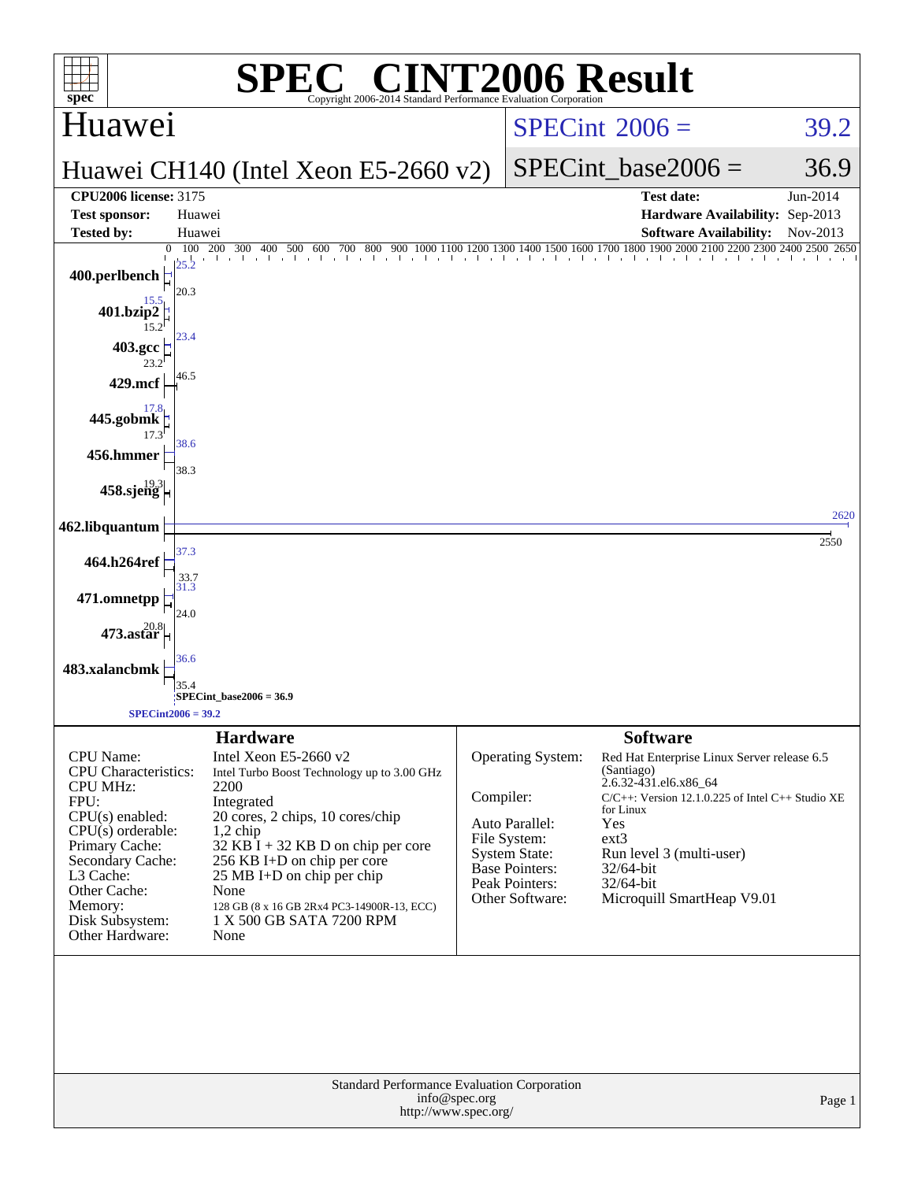# SPEC® CINT2006 Result

Copyright 2006-2014 Standard Performance Evaluation Corporation

## Huawei

**Huawei CH140 (Intel Xeon E5-2660 v2)**

SPECint 2006 = 39.2

SPECint_base2006 = 36.9

| | | | |
|---|---|---|---|
| **CPU2006 license:** 3175 | | **Test date:** | Jun-2014 |
| **Test sponsor:** | Huawei | **Hardware Availability:** | Sep-2013 |
| **Tested by:** | Huawei | **Software Availability:** | Nov-2013 |

| Benchmark | Peak | Base |
|---|---|---|
| 400.perlbench | 25.2 | 20.3 |
| 401.bzip2 | 15.5 | 15.2 |
| 403.gcc | 23.4 | 23.2 |
| 429.mcf | 46.5 | |
| 445.gobmk | 17.8 | 17.3 |
| 456.hmmer | 38.6 | 38.3 |
| 458.sjeng | 19.3 | |
| 462.libquantum | 2620 | 2550 |
| 464.h264ref | 37.3 | 33.7 |
| 471.omnetpp | 31.3 | 24.0 |
| 473.astar | 20.8 | |
| 483.xalancbmk | 36.6 | 35.4 |

SPECint_base2006 = 36.9

SPECint2006 = 39.2

### Hardware

| | |
|---|---|
| CPU Name: | Intel Xeon E5-2660 v2 |
| CPU Characteristics: | Intel Turbo Boost Technology up to 3.00 GHz |
| CPU MHz: | 2200 |
| FPU: | Integrated |
| CPU(s) enabled: | 20 cores, 2 chips, 10 cores/chip |
| CPU(s) orderable: | 1,2 chip |
| Primary Cache: | 32 KB I + 32 KB D on chip per core |
| Secondary Cache: | 256 KB I+D on chip per core |
| L3 Cache: | 25 MB I+D on chip per chip |
| Other Cache: | None |
| Memory: | 128 GB (8 x 16 GB 2Rx4 PC3-14900R-13, ECC) |
| Disk Subsystem: | 1 X 500 GB SATA 7200 RPM |
| Other Hardware: | None |

### Software

| | |
|---|---|
| Operating System: | Red Hat Enterprise Linux Server release 6.5 (Santiago) 2.6.32-431.el6.x86_64 |
| Compiler: | C/C++: Version 12.1.0.225 of Intel C++ Studio XE for Linux |
| Auto Parallel: | Yes |
| File System: | ext3 |
| System State: | Run level 3 (multi-user) |
| Base Pointers: | 32/64-bit |
| Peak Pointers: | 32/64-bit |
| Other Software: | Microquill SmartHeap V9.01 |

Standard Performance Evaluation Corporation
info@spec.org
http://www.spec.org/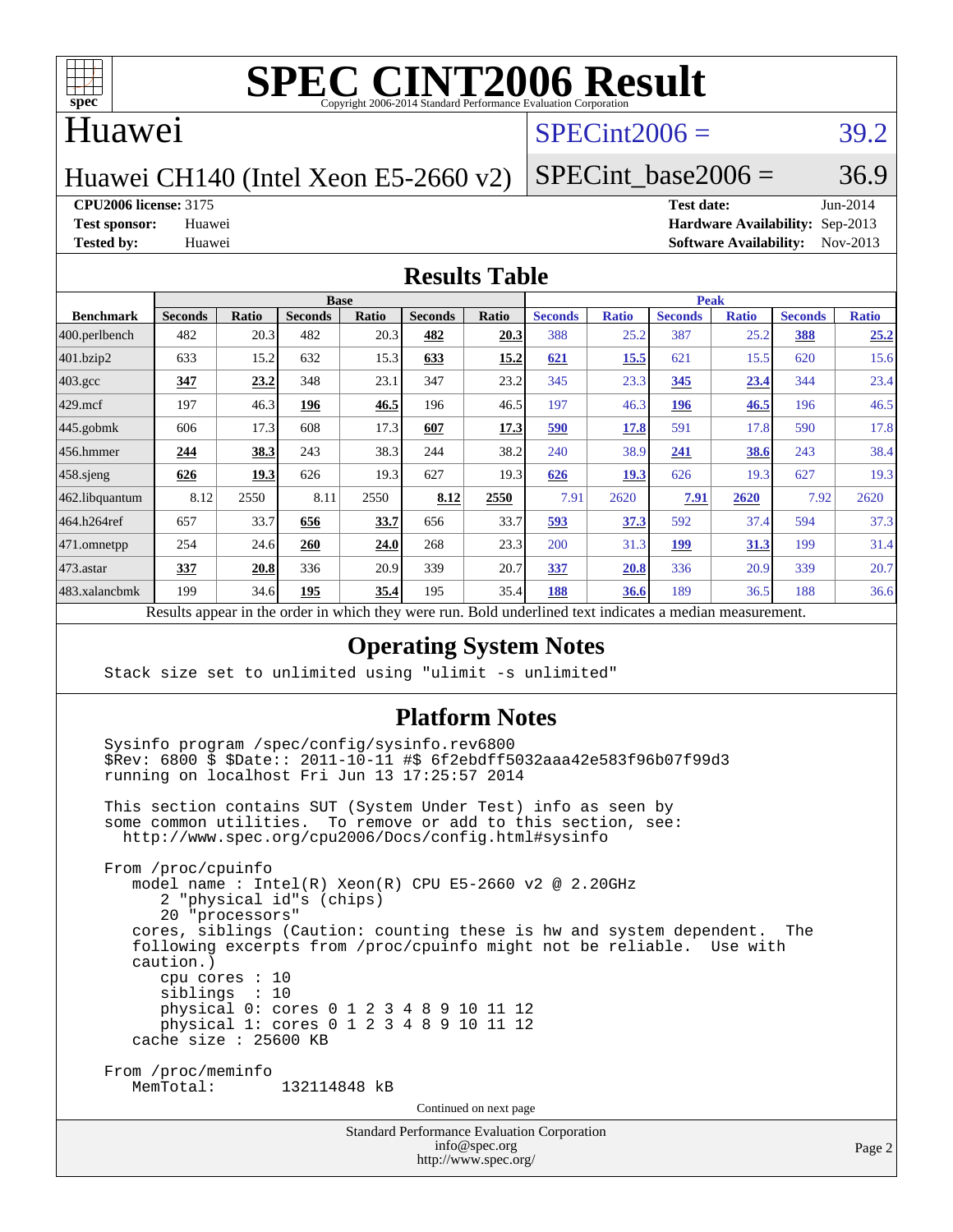# SPEC CINT2006 Result

Copyright 2006-2014 Standard Performance Evaluation Corporation

## Huawei

Huawei CH140 (Intel Xeon E5-2660 v2)

SPECint2006 = 39.2

SPECint_base2006 = 36.9

**CPU2006 license:** 3175
**Test sponsor:** Huawei
**Tested by:** Huawei

**Test date:** Jun-2014
**Hardware Availability:** Sep-2013
**Software Availability:** Nov-2013

## Results Table

| Benchmark | Base | | | | | | Peak | | | | | |
|---|---|---|---|---|---|---|---|---|---|---|---|---|
| | Seconds | Ratio | Seconds | Ratio | Seconds | Ratio | Seconds | Ratio | Seconds | Ratio | Seconds | Ratio |
| 400.perlbench | 482 | 20.3 | 482 | 20.3 | **482** | **20.3** | 388 | 25.2 | 387 | 25.2 | **388** | **25.2** |
| 401.bzip2 | 633 | 15.2 | 632 | 15.3 | **633** | **15.2** | **621** | **15.5** | 621 | 15.5 | 620 | 15.6 |
| 403.gcc | **347** | **23.2** | 348 | 23.1 | 347 | 23.2 | 345 | 23.3 | **345** | **23.4** | 344 | 23.4 |
| 429.mcf | 197 | 46.3 | **196** | **46.5** | 196 | 46.5 | 197 | 46.3 | **196** | **46.5** | 196 | 46.5 |
| 445.gobmk | 606 | 17.3 | 608 | 17.3 | **607** | **17.3** | **590** | **17.8** | 591 | 17.8 | 590 | 17.8 |
| 456.hmmer | **244** | **38.3** | 243 | 38.3 | 244 | 38.2 | 240 | 38.9 | **241** | **38.6** | 243 | 38.4 |
| 458.sjeng | **626** | **19.3** | 626 | 19.3 | 627 | 19.3 | **626** | **19.3** | 626 | 19.3 | 627 | 19.3 |
| 462.libquantum | 8.12 | 2550 | 8.11 | 2550 | **8.12** | **2550** | 7.91 | 2620 | **7.91** | **2620** | 7.92 | 2620 |
| 464.h264ref | 657 | 33.7 | **656** | **33.7** | 656 | 33.7 | **593** | **37.3** | 592 | 37.4 | 594 | 37.3 |
| 471.omnetpp | 254 | 24.6 | **260** | **24.0** | 268 | 23.3 | 200 | 31.3 | **199** | **31.3** | 199 | 31.4 |
| 473.astar | **337** | **20.8** | 336 | 20.9 | 339 | 20.7 | **337** | **20.8** | 336 | 20.9 | 339 | 20.7 |
| 483.xalancbmk | 199 | 34.6 | **195** | **35.4** | 195 | 35.4 | **188** | **36.6** | 189 | 36.5 | 188 | 36.6 |

Results appear in the order in which they were run. Bold underlined text indicates a median measurement.

## Operating System Notes

```
Stack size set to unlimited using "ulimit -s unlimited"
```

## Platform Notes

```
Sysinfo program /spec/config/sysinfo.rev6800
$Rev: 6800 $ $Date:: 2011-10-11 #$ 6f2ebdff5032aaa42e583f96b07f99d3
running on localhost Fri Jun 13 17:25:57 2014

This section contains SUT (System Under Test) info as seen by
some common utilities.  To remove or add to this section, see:
  http://www.spec.org/cpu2006/Docs/config.html#sysinfo

From /proc/cpuinfo
   model name : Intel(R) Xeon(R) CPU E5-2660 v2 @ 2.20GHz
      2 "physical id"s (chips)
      20 "processors"
   cores, siblings (Caution: counting these is hw and system dependent.  The
   following excerpts from /proc/cpuinfo might not be reliable.  Use with
   caution.)
      cpu cores : 10
      siblings  : 10
      physical 0: cores 0 1 2 3 4 8 9 10 11 12
      physical 1: cores 0 1 2 3 4 8 9 10 11 12
   cache size : 25600 KB

From /proc/meminfo
   MemTotal:       132114848 kB
```

Continued on next page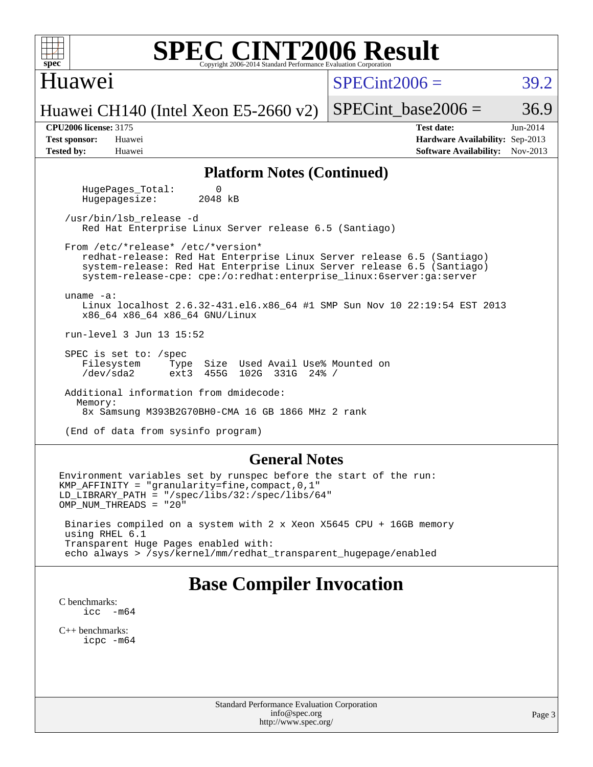## Platform Notes (Continued)

```
    HugePages_Total:       0
    Hugepagesize:       2048 kB

 /usr/bin/lsb_release -d
    Red Hat Enterprise Linux Server release 6.5 (Santiago)

 From /etc/*release* /etc/*version*
    redhat-release: Red Hat Enterprise Linux Server release 6.5 (Santiago)
    system-release: Red Hat Enterprise Linux Server release 6.5 (Santiago)
    system-release-cpe: cpe:/o:redhat:enterprise_linux:6server:ga:server

 uname -a:
    Linux localhost 2.6.32-431.el6.x86_64 #1 SMP Sun Nov 10 22:19:54 EST 2013
    x86_64 x86_64 x86_64 GNU/Linux

 run-level 3 Jun 13 15:52

 SPEC is set to: /spec
    Filesystem     Type  Size  Used Avail Use% Mounted on
    /dev/sda2      ext3  455G  102G  331G  24% /

 Additional information from dmidecode:
   Memory:
    8x Samsung M393B2G70BH0-CMA 16 GB 1866 MHz 2 rank

 (End of data from sysinfo program)
```

## General Notes

```
Environment variables set by runspec before the start of the run:
KMP_AFFINITY = "granularity=fine,compact,0,1"
LD_LIBRARY_PATH = "/spec/libs/32:/spec/libs/64"
OMP_NUM_THREADS = "20"

 Binaries compiled on a system with 2 x Xeon X5645 CPU + 16GB memory
 using RHEL 6.1
 Transparent Huge Pages enabled with:
 echo always > /sys/kernel/mm/redhat_transparent_hugepage/enabled
```

# Base Compiler Invocation

C benchmarks:
    icc -m64

C++ benchmarks:
    icpc -m64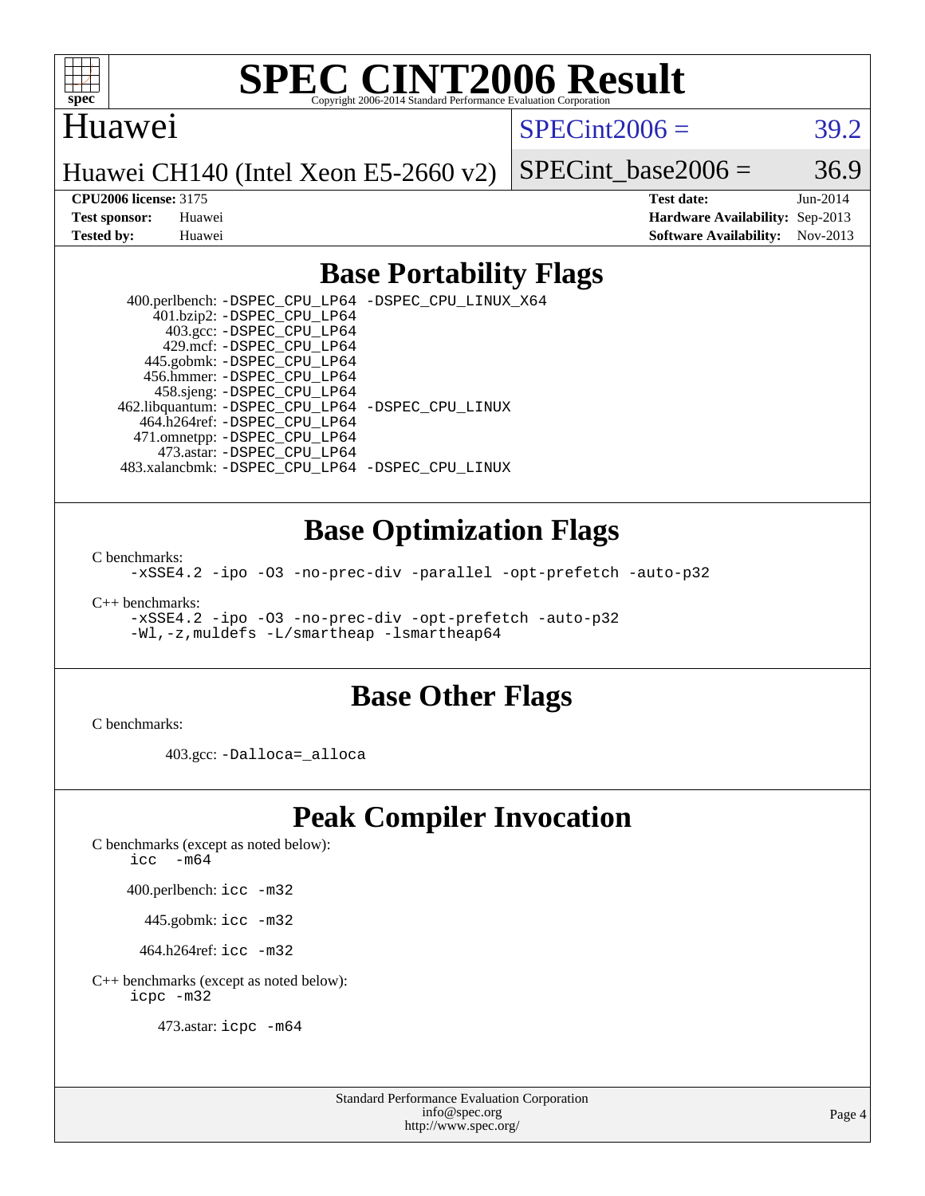# SPEC CINT2006 Result

Copyright 2006-2014 Standard Performance Evaluation Corporation

Huawei

Huawei CH140 (Intel Xeon E5-2660 v2)

SPECint2006 = 39.2

SPECint_base2006 = 36.9

**CPU2006 license:** 3175
**Test sponsor:** Huawei
**Tested by:** Huawei

**Test date:** Jun-2014
**Hardware Availability:** Sep-2013
**Software Availability:** Nov-2013

## Base Portability Flags

400.perlbench: `-DSPEC_CPU_LP64 -DSPEC_CPU_LINUX_X64`
401.bzip2: `-DSPEC_CPU_LP64`
403.gcc: `-DSPEC_CPU_LP64`
429.mcf: `-DSPEC_CPU_LP64`
445.gobmk: `-DSPEC_CPU_LP64`
456.hmmer: `-DSPEC_CPU_LP64`
458.sjeng: `-DSPEC_CPU_LP64`
462.libquantum: `-DSPEC_CPU_LP64 -DSPEC_CPU_LINUX`
464.h264ref: `-DSPEC_CPU_LP64`
471.omnetpp: `-DSPEC_CPU_LP64`
473.astar: `-DSPEC_CPU_LP64`
483.xalancbmk: `-DSPEC_CPU_LP64 -DSPEC_CPU_LINUX`

## Base Optimization Flags

C benchmarks:
`-xSSE4.2 -ipo -O3 -no-prec-div -parallel -opt-prefetch -auto-p32`

C++ benchmarks:
`-xSSE4.2 -ipo -O3 -no-prec-div -opt-prefetch -auto-p32`
`-Wl,-z,muldefs -L/smartheap -lsmartheap64`

## Base Other Flags

C benchmarks:

403.gcc: `-Dalloca=_alloca`

## Peak Compiler Invocation

C benchmarks (except as noted below):
`icc -m64`

400.perlbench: `icc -m32`

445.gobmk: `icc -m32`

464.h264ref: `icc -m32`

C++ benchmarks (except as noted below):
`icpc -m32`

473.astar: `icpc -m64`

Standard Performance Evaluation Corporation
info@spec.org
http://www.spec.org/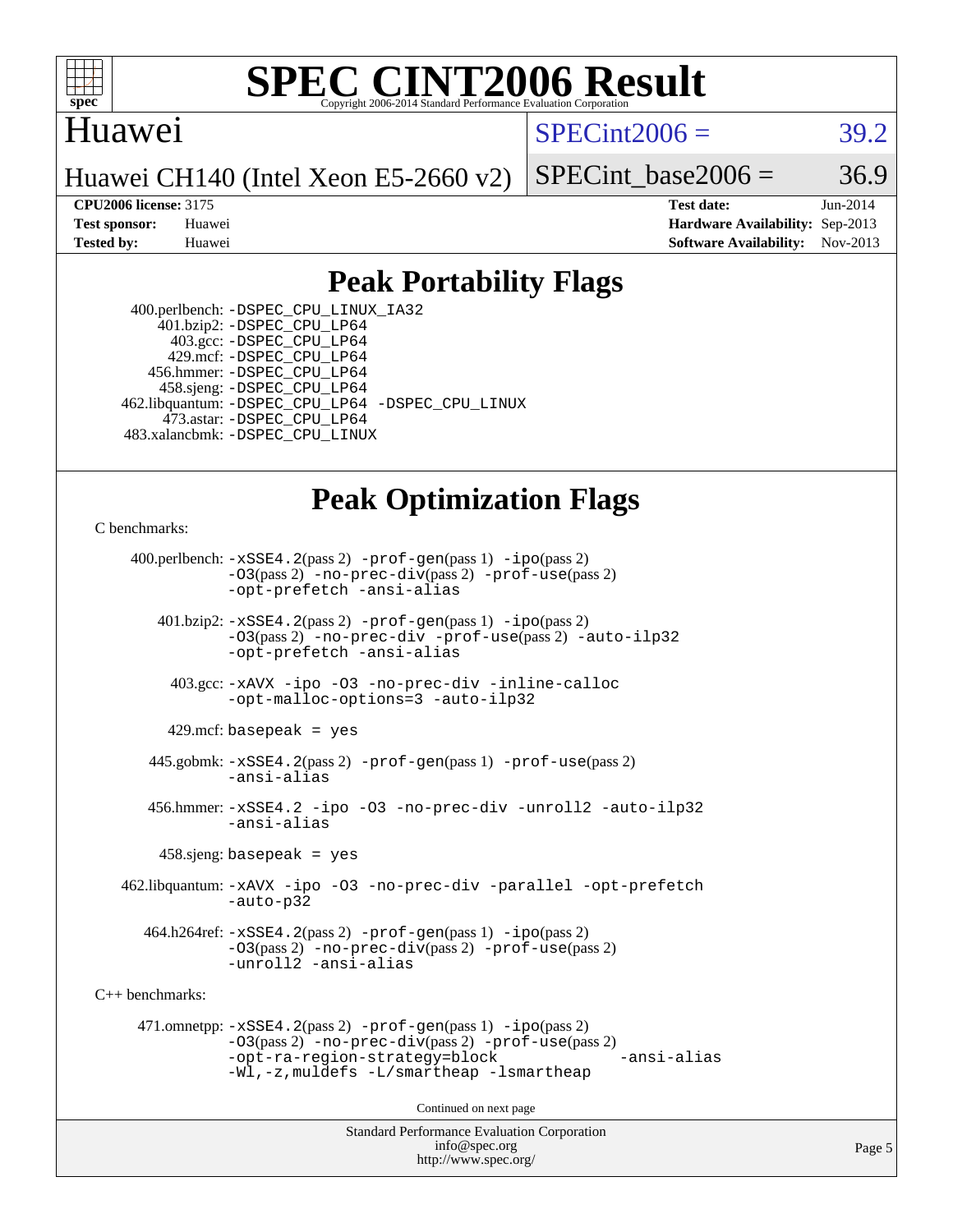# SPEC CINT2006 Result

Copyright 2006-2014 Standard Performance Evaluation Corporation

## Huawei

Huawei CH140 (Intel Xeon E5-2660 v2)

SPECint2006 = 39.2

SPECint_base2006 = 36.9

**CPU2006 license:** 3175
**Test sponsor:** Huawei
**Tested by:** Huawei

**Test date:** Jun-2014
**Hardware Availability:** Sep-2013
**Software Availability:** Nov-2013

## Peak Portability Flags

400.perlbench: -DSPEC_CPU_LINUX_IA32
401.bzip2: -DSPEC_CPU_LP64
403.gcc: -DSPEC_CPU_LP64
429.mcf: -DSPEC_CPU_LP64
456.hmmer: -DSPEC_CPU_LP64
458.sjeng: -DSPEC_CPU_LP64
462.libquantum: -DSPEC_CPU_LP64 -DSPEC_CPU_LINUX
473.astar: -DSPEC_CPU_LP64
483.xalancbmk: -DSPEC_CPU_LINUX

## Peak Optimization Flags

C benchmarks:

400.perlbench: -xSSE4.2(pass 2) -prof-gen(pass 1) -ipo(pass 2) -O3(pass 2) -no-prec-div(pass 2) -prof-use(pass 2) -opt-prefetch -ansi-alias

401.bzip2: -xSSE4.2(pass 2) -prof-gen(pass 1) -ipo(pass 2) -O3(pass 2) -no-prec-div -prof-use(pass 2) -auto-ilp32 -opt-prefetch -ansi-alias

403.gcc: -xAVX -ipo -O3 -no-prec-div -inline-calloc -opt-malloc-options=3 -auto-ilp32

429.mcf: basepeak = yes

445.gobmk: -xSSE4.2(pass 2) -prof-gen(pass 1) -prof-use(pass 2) -ansi-alias

456.hmmer: -xSSE4.2 -ipo -O3 -no-prec-div -unroll2 -auto-ilp32 -ansi-alias

458.sjeng: basepeak = yes

462.libquantum: -xAVX -ipo -O3 -no-prec-div -parallel -opt-prefetch -auto-p32

464.h264ref: -xSSE4.2(pass 2) -prof-gen(pass 1) -ipo(pass 2) -O3(pass 2) -no-prec-div(pass 2) -prof-use(pass 2) -unroll2 -ansi-alias

C++ benchmarks:

471.omnetpp: -xSSE4.2(pass 2) -prof-gen(pass 1) -ipo(pass 2) -O3(pass 2) -no-prec-div(pass 2) -prof-use(pass 2) -opt-ra-region-strategy=block -ansi-alias -Wl,-z,muldefs -L/smartheap -lsmartheap

Continued on next page

Standard Performance Evaluation Corporation
info@spec.org
http://www.spec.org/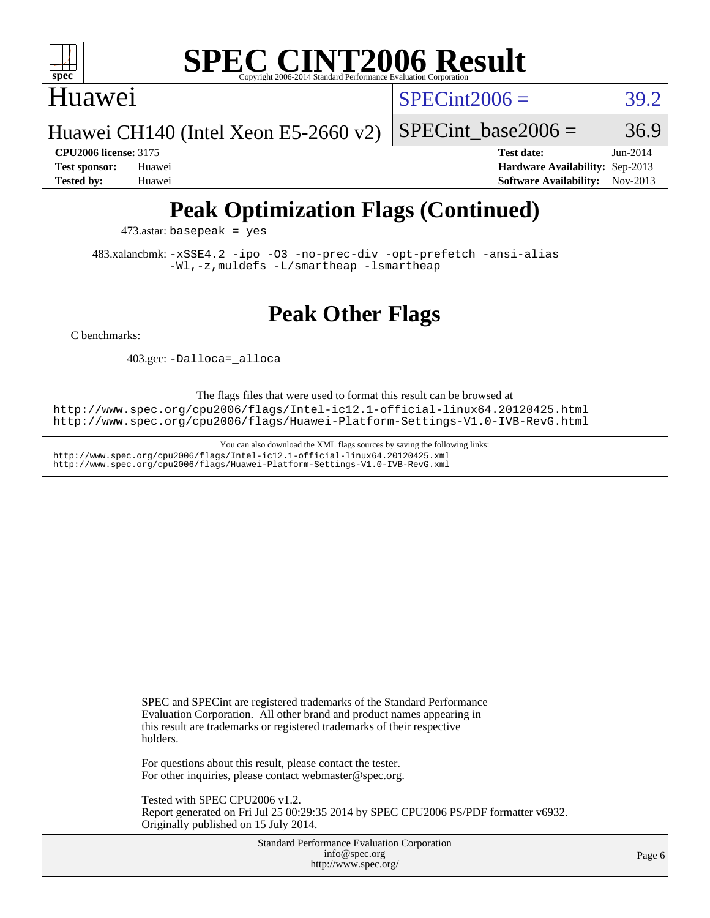# Peak Optimization Flags (Continued)

473.astar: `basepeak = yes`

483.xalancbmk: `-xSSE4.2 -ipo -O3 -no-prec-div -opt-prefetch -ansi-alias -Wl,-z,muldefs -L/smartheap -lsmartheap`

# Peak Other Flags

C benchmarks:

403.gcc: `-Dalloca=_alloca`

The flags files that were used to format this result can be browsed at
http://www.spec.org/cpu2006/flags/Intel-ic12.1-official-linux64.20120425.html
http://www.spec.org/cpu2006/flags/Huawei-Platform-Settings-V1.0-IVB-RevG.html

You can also download the XML flags sources by saving the following links:
http://www.spec.org/cpu2006/flags/Intel-ic12.1-official-linux64.20120425.xml
http://www.spec.org/cpu2006/flags/Huawei-Platform-Settings-V1.0-IVB-RevG.xml

SPEC and SPECint are registered trademarks of the Standard Performance Evaluation Corporation. All other brand and product names appearing in this result are trademarks or registered trademarks of their respective holders.

For questions about this result, please contact the tester.
For other inquiries, please contact webmaster@spec.org.

Tested with SPEC CPU2006 v1.2.
Report generated on Fri Jul 25 00:29:35 2014 by SPEC CPU2006 PS/PDF formatter v6932.
Originally published on 15 July 2014.